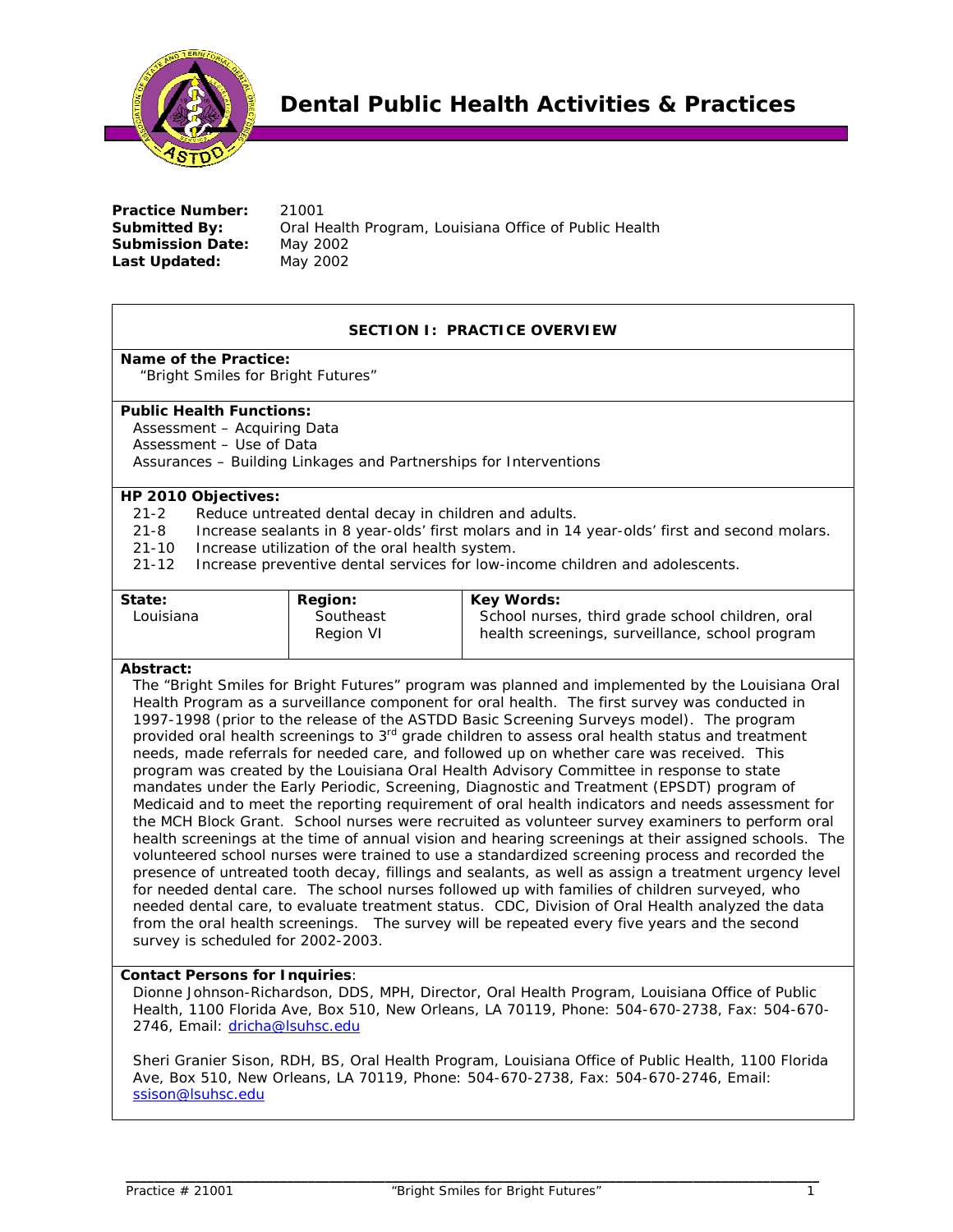# Dental Public Health Activities & Practices

**Practice Number:** 21001
**Submitted By:** Oral Health Program, Louisiana Office of Public Health
**Submission Date:** May 2002
**Last Updated:** May 2002

## SECTION I: PRACTICE OVERVIEW

**Name of the Practice:**
"Bright Smiles for Bright Futures"

**Public Health Functions:**
Assessment – Acquiring Data
Assessment – Use of Data
Assurances – Building Linkages and Partnerships for Interventions

**HP 2010 Objectives:**
21-2 Reduce untreated dental decay in children and adults.
21-8 Increase sealants in 8 year-olds' first molars and in 14 year-olds' first and second molars.
21-10 Increase utilization of the oral health system.
21-12 Increase preventive dental services for low-income children and adolescents.

| State: | Region: | Key Words: |
|---|---|---|
| Louisiana | Southeast<br>Region VI | School nurses, third grade school children, oral health screenings, surveillance, school program |

**Abstract:**
The "Bright Smiles for Bright Futures" program was planned and implemented by the Louisiana Oral Health Program as a surveillance component for oral health. The first survey was conducted in 1997-1998 (prior to the release of the ASTDD Basic Screening Surveys model). The program provided oral health screenings to 3rd grade children to assess oral health status and treatment needs, made referrals for needed care, and followed up on whether care was received. This program was created by the Louisiana Oral Health Advisory Committee in response to state mandates under the Early Periodic, Screening, Diagnostic and Treatment (EPSDT) program of Medicaid and to meet the reporting requirement of oral health indicators and needs assessment for the MCH Block Grant. School nurses were recruited as volunteer survey examiners to perform oral health screenings at the time of annual vision and hearing screenings at their assigned schools. The volunteered school nurses were trained to use a standardized screening process and recorded the presence of untreated tooth decay, fillings and sealants, as well as assign a treatment urgency level for needed dental care. The school nurses followed up with families of children surveyed, who needed dental care, to evaluate treatment status. CDC, Division of Oral Health analyzed the data from the oral health screenings. The survey will be repeated every five years and the second survey is scheduled for 2002-2003.

**Contact Persons for Inquiries**:
Dionne Johnson-Richardson, DDS, MPH, Director, Oral Health Program, Louisiana Office of Public Health, 1100 Florida Ave, Box 510, New Orleans, LA 70119, Phone: 504-670-2738, Fax: 504-670-2746, Email: dricha@lsuhsc.edu

Sheri Granier Sison, RDH, BS, Oral Health Program, Louisiana Office of Public Health, 1100 Florida Ave, Box 510, New Orleans, LA 70119, Phone: 504-670-2738, Fax: 504-670-2746, Email: ssison@lsuhsc.edu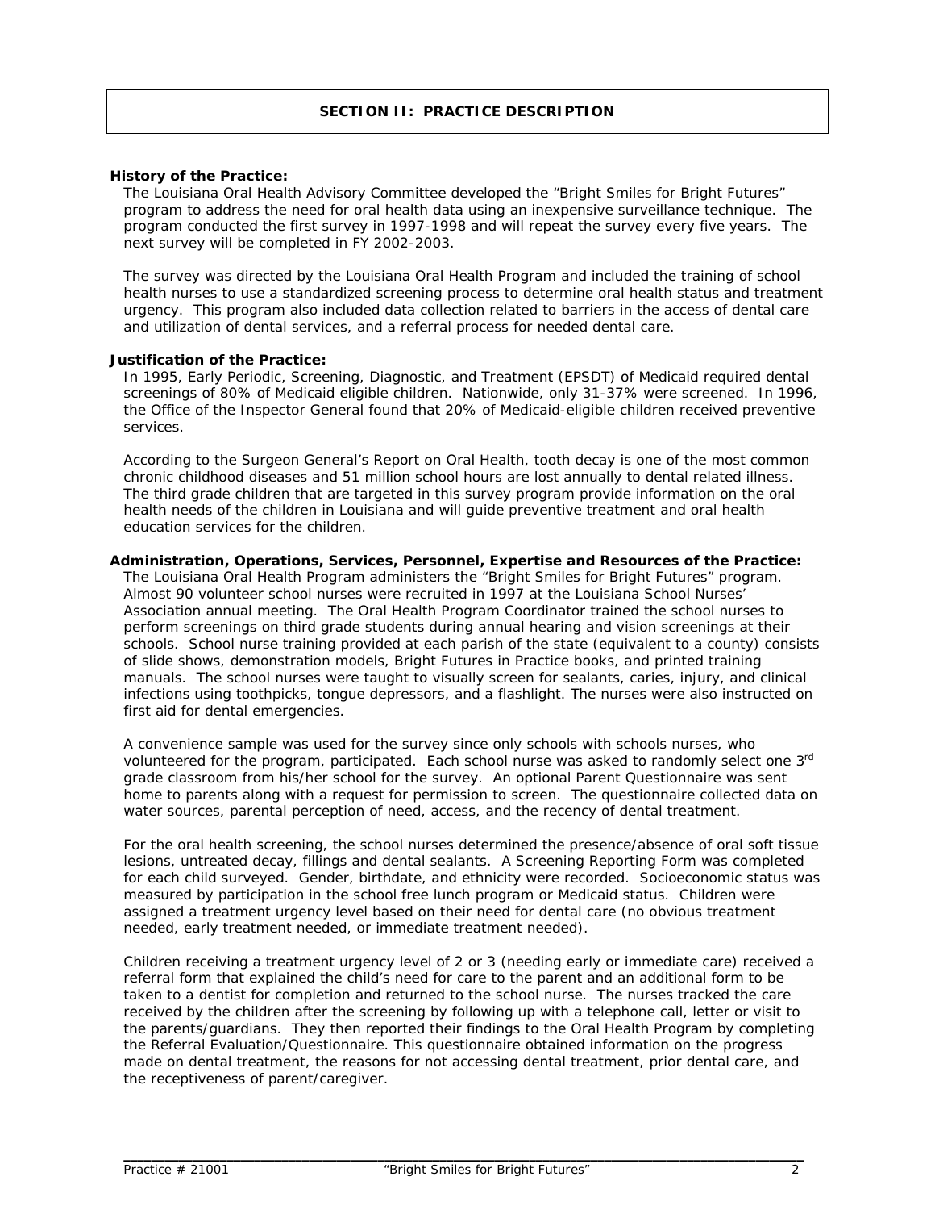## SECTION II: PRACTICE DESCRIPTION

**History of the Practice:**

The Louisiana Oral Health Advisory Committee developed the "Bright Smiles for Bright Futures" program to address the need for oral health data using an inexpensive surveillance technique. The program conducted the first survey in 1997-1998 and will repeat the survey every five years. The next survey will be completed in FY 2002-2003.

The survey was directed by the Louisiana Oral Health Program and included the training of school health nurses to use a standardized screening process to determine oral health status and treatment urgency. This program also included data collection related to barriers in the access of dental care and utilization of dental services, and a referral process for needed dental care.

**Justification of the Practice:**

In 1995, Early Periodic, Screening, Diagnostic, and Treatment (EPSDT) of Medicaid required dental screenings of 80% of Medicaid eligible children. Nationwide, only 31-37% were screened. In 1996, the Office of the Inspector General found that 20% of Medicaid-eligible children received preventive services.

According to the Surgeon General's Report on Oral Health, tooth decay is one of the most common chronic childhood diseases and 51 million school hours are lost annually to dental related illness. The third grade children that are targeted in this survey program provide information on the oral health needs of the children in Louisiana and will guide preventive treatment and oral health education services for the children.

**Administration, Operations, Services, Personnel, Expertise and Resources of the Practice:**

The Louisiana Oral Health Program administers the "Bright Smiles for Bright Futures" program. Almost 90 volunteer school nurses were recruited in 1997 at the Louisiana School Nurses' Association annual meeting. The Oral Health Program Coordinator trained the school nurses to perform screenings on third grade students during annual hearing and vision screenings at their schools. School nurse training provided at each parish of the state (equivalent to a county) consists of slide shows, demonstration models, Bright Futures in Practice books, and printed training manuals. The school nurses were taught to visually screen for sealants, caries, injury, and clinical infections using toothpicks, tongue depressors, and a flashlight. The nurses were also instructed on first aid for dental emergencies.

A convenience sample was used for the survey since only schools with schools nurses, who volunteered for the program, participated. Each school nurse was asked to randomly select one 3rd grade classroom from his/her school for the survey. An optional Parent Questionnaire was sent home to parents along with a request for permission to screen. The questionnaire collected data on water sources, parental perception of need, access, and the recency of dental treatment.

For the oral health screening, the school nurses determined the presence/absence of oral soft tissue lesions, untreated decay, fillings and dental sealants. A Screening Reporting Form was completed for each child surveyed. Gender, birthdate, and ethnicity were recorded. Socioeconomic status was measured by participation in the school free lunch program or Medicaid status. Children were assigned a treatment urgency level based on their need for dental care (no obvious treatment needed, early treatment needed, or immediate treatment needed).

Children receiving a treatment urgency level of 2 or 3 (needing early or immediate care) received a referral form that explained the child's need for care to the parent and an additional form to be taken to a dentist for completion and returned to the school nurse. The nurses tracked the care received by the children after the screening by following up with a telephone call, letter or visit to the parents/guardians. They then reported their findings to the Oral Health Program by completing the Referral Evaluation/Questionnaire. This questionnaire obtained information on the progress made on dental treatment, the reasons for not accessing dental treatment, prior dental care, and the receptiveness of parent/caregiver.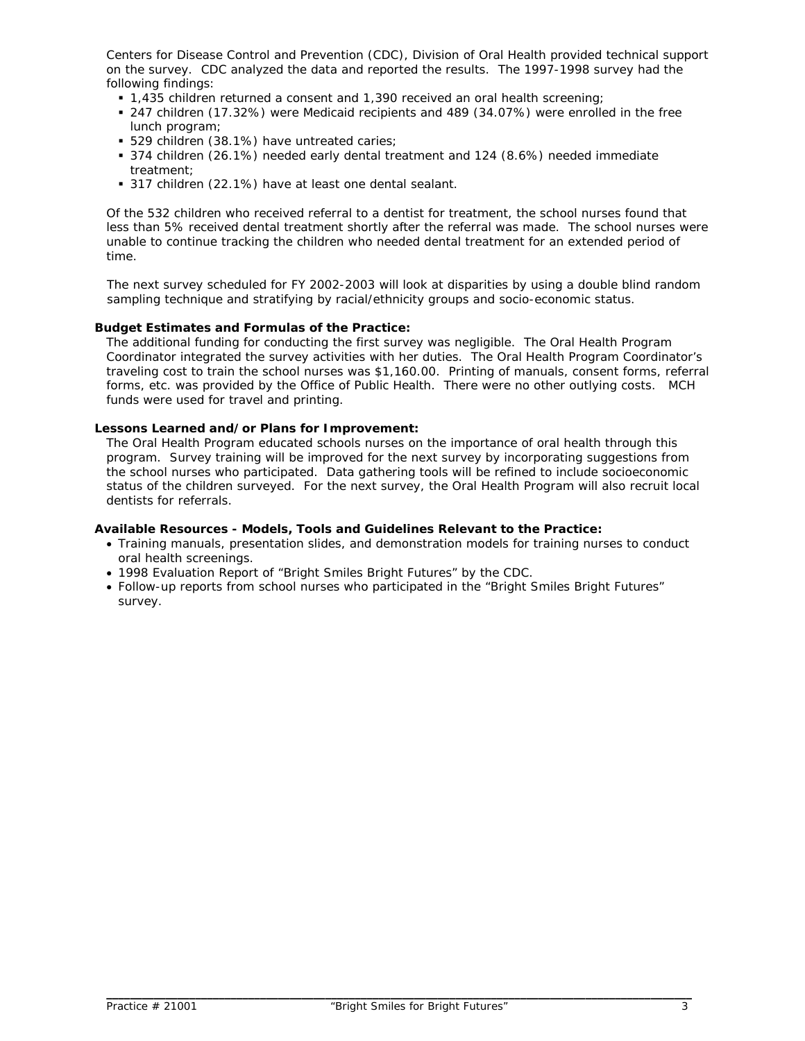Centers for Disease Control and Prevention (CDC), Division of Oral Health provided technical support on the survey. CDC analyzed the data and reported the results. The 1997-1998 survey had the following findings:

- 1,435 children returned a consent and 1,390 received an oral health screening;
- 247 children (17.32%) were Medicaid recipients and 489 (34.07%) were enrolled in the free lunch program;
- 529 children (38.1%) have untreated caries;
- 374 children (26.1%) needed early dental treatment and 124 (8.6%) needed immediate treatment;
- 317 children (22.1%) have at least one dental sealant.

Of the 532 children who received referral to a dentist for treatment, the school nurses found that less than 5% received dental treatment shortly after the referral was made. The school nurses were unable to continue tracking the children who needed dental treatment for an extended period of time.

The next survey scheduled for FY 2002-2003 will look at disparities by using a double blind random sampling technique and stratifying by racial/ethnicity groups and socio-economic status.

**Budget Estimates and Formulas of the Practice:**

The additional funding for conducting the first survey was negligible. The Oral Health Program Coordinator integrated the survey activities with her duties. The Oral Health Program Coordinator's traveling cost to train the school nurses was $1,160.00. Printing of manuals, consent forms, referral forms, etc. was provided by the Office of Public Health. There were no other outlying costs. MCH funds were used for travel and printing.

**Lessons Learned and/or Plans for Improvement:**

The Oral Health Program educated schools nurses on the importance of oral health through this program. Survey training will be improved for the next survey by incorporating suggestions from the school nurses who participated. Data gathering tools will be refined to include socioeconomic status of the children surveyed. For the next survey, the Oral Health Program will also recruit local dentists for referrals.

**Available Resources - Models, Tools and Guidelines Relevant to the Practice:**

- Training manuals, presentation slides, and demonstration models for training nurses to conduct oral health screenings.
- 1998 Evaluation Report of "Bright Smiles Bright Futures" by the CDC.
- Follow-up reports from school nurses who participated in the "Bright Smiles Bright Futures" survey.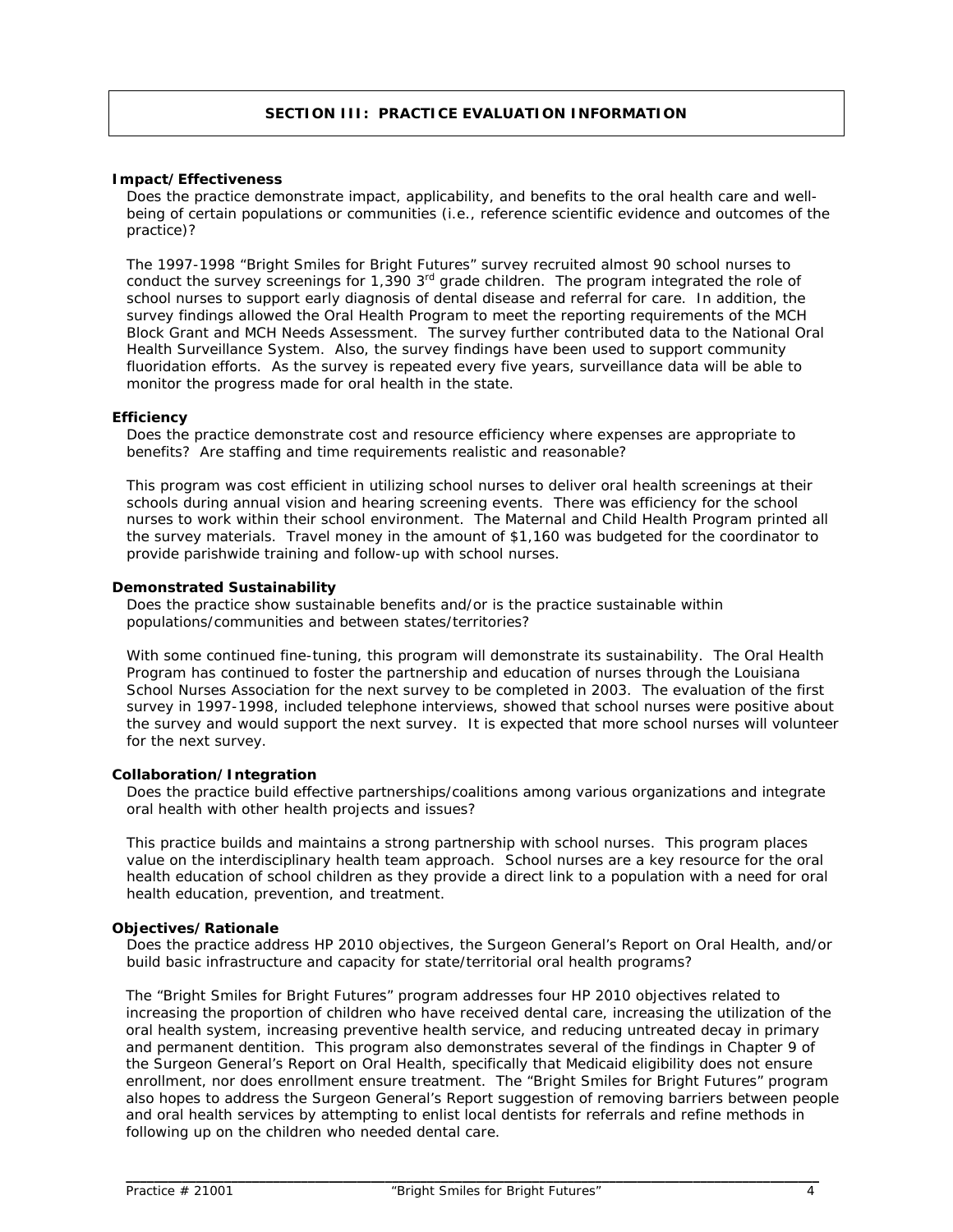## SECTION III: PRACTICE EVALUATION INFORMATION

### Impact/Effectiveness

Does the practice demonstrate impact, applicability, and benefits to the oral health care and well-being of certain populations or communities (i.e., reference scientific evidence and outcomes of the practice)?

The 1997-1998 "Bright Smiles for Bright Futures" survey recruited almost 90 school nurses to conduct the survey screenings for 1,390 3rd grade children. The program integrated the role of school nurses to support early diagnosis of dental disease and referral for care. In addition, the survey findings allowed the Oral Health Program to meet the reporting requirements of the MCH Block Grant and MCH Needs Assessment. The survey further contributed data to the National Oral Health Surveillance System. Also, the survey findings have been used to support community fluoridation efforts. As the survey is repeated every five years, surveillance data will be able to monitor the progress made for oral health in the state.

### Efficiency

Does the practice demonstrate cost and resource efficiency where expenses are appropriate to benefits? Are staffing and time requirements realistic and reasonable?

This program was cost efficient in utilizing school nurses to deliver oral health screenings at their schools during annual vision and hearing screening events. There was efficiency for the school nurses to work within their school environment. The Maternal and Child Health Program printed all the survey materials. Travel money in the amount of $1,160 was budgeted for the coordinator to provide parishwide training and follow-up with school nurses.

### Demonstrated Sustainability

Does the practice show sustainable benefits and/or is the practice sustainable within populations/communities and between states/territories?

With some continued fine-tuning, this program will demonstrate its sustainability. The Oral Health Program has continued to foster the partnership and education of nurses through the Louisiana School Nurses Association for the next survey to be completed in 2003. The evaluation of the first survey in 1997-1998, included telephone interviews, showed that school nurses were positive about the survey and would support the next survey. It is expected that more school nurses will volunteer for the next survey.

### Collaboration/Integration

Does the practice build effective partnerships/coalitions among various organizations and integrate oral health with other health projects and issues?

This practice builds and maintains a strong partnership with school nurses. This program places value on the interdisciplinary health team approach. School nurses are a key resource for the oral health education of school children as they provide a direct link to a population with a need for oral health education, prevention, and treatment.

### Objectives/Rationale

Does the practice address HP 2010 objectives, the Surgeon General's Report on Oral Health, and/or build basic infrastructure and capacity for state/territorial oral health programs?

The "Bright Smiles for Bright Futures" program addresses four HP 2010 objectives related to increasing the proportion of children who have received dental care, increasing the utilization of the oral health system, increasing preventive health service, and reducing untreated decay in primary and permanent dentition. This program also demonstrates several of the findings in Chapter 9 of the Surgeon General's Report on Oral Health, specifically that Medicaid eligibility does not ensure enrollment, nor does enrollment ensure treatment. The "Bright Smiles for Bright Futures" program also hopes to address the Surgeon General's Report suggestion of removing barriers between people and oral health services by attempting to enlist local dentists for referrals and refine methods in following up on the children who needed dental care.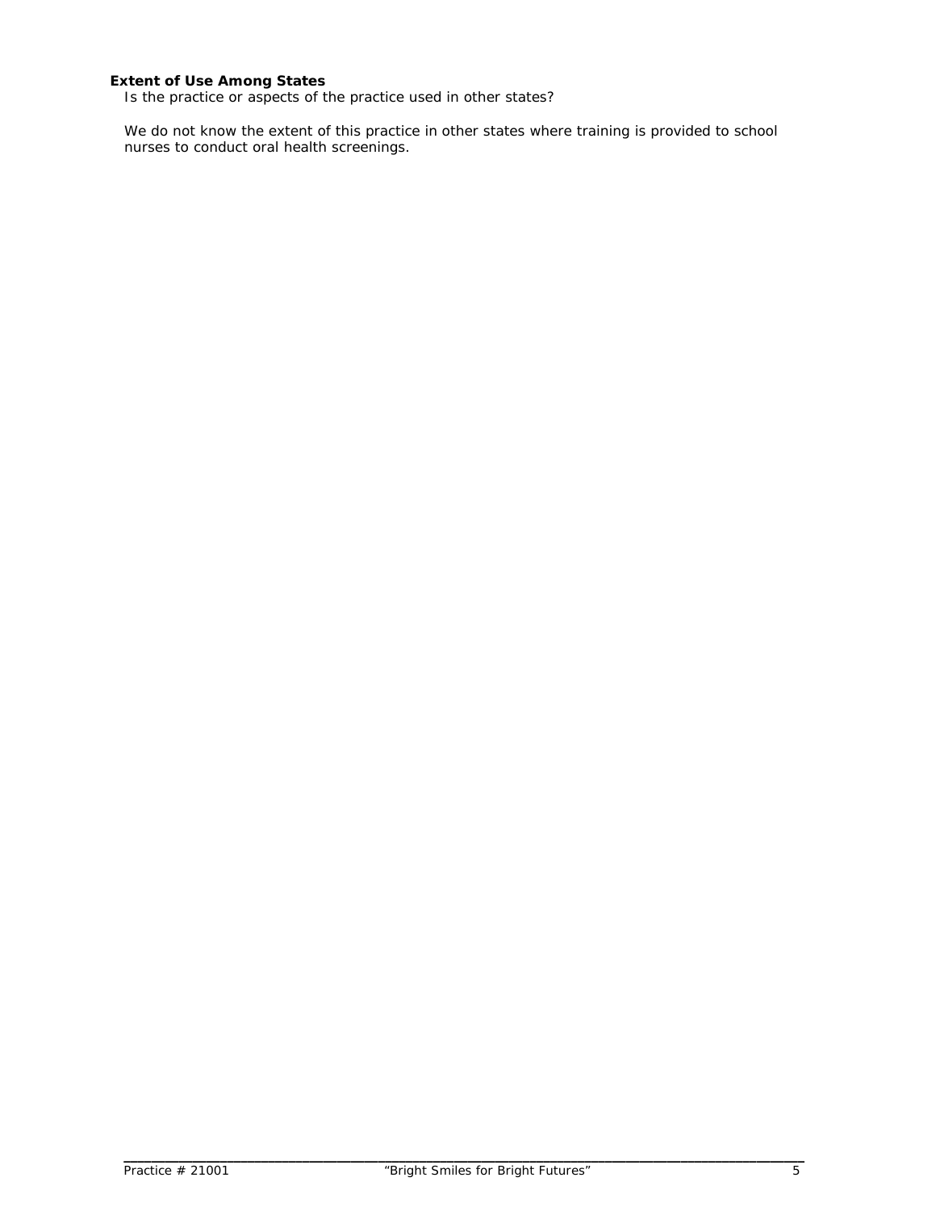**Extent of Use Among States**

Is the practice or aspects of the practice used in other states?

We do not know the extent of this practice in other states where training is provided to school nurses to conduct oral health screenings.